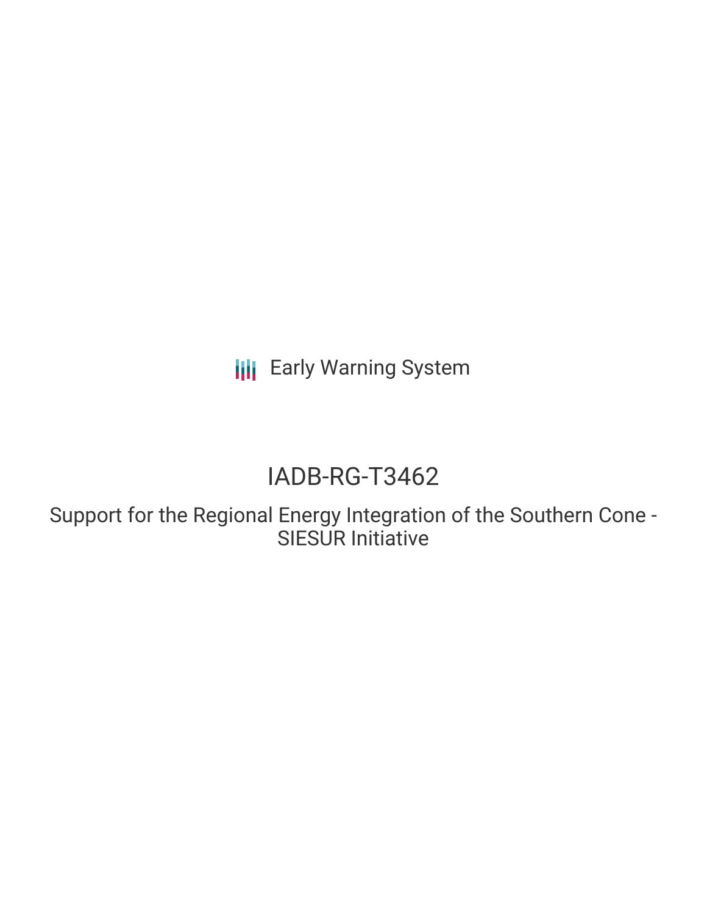Early Warning System

# IADB-RG-T3462

## Support for the Regional Energy Integration of the Southern Cone - SIESUR Initiative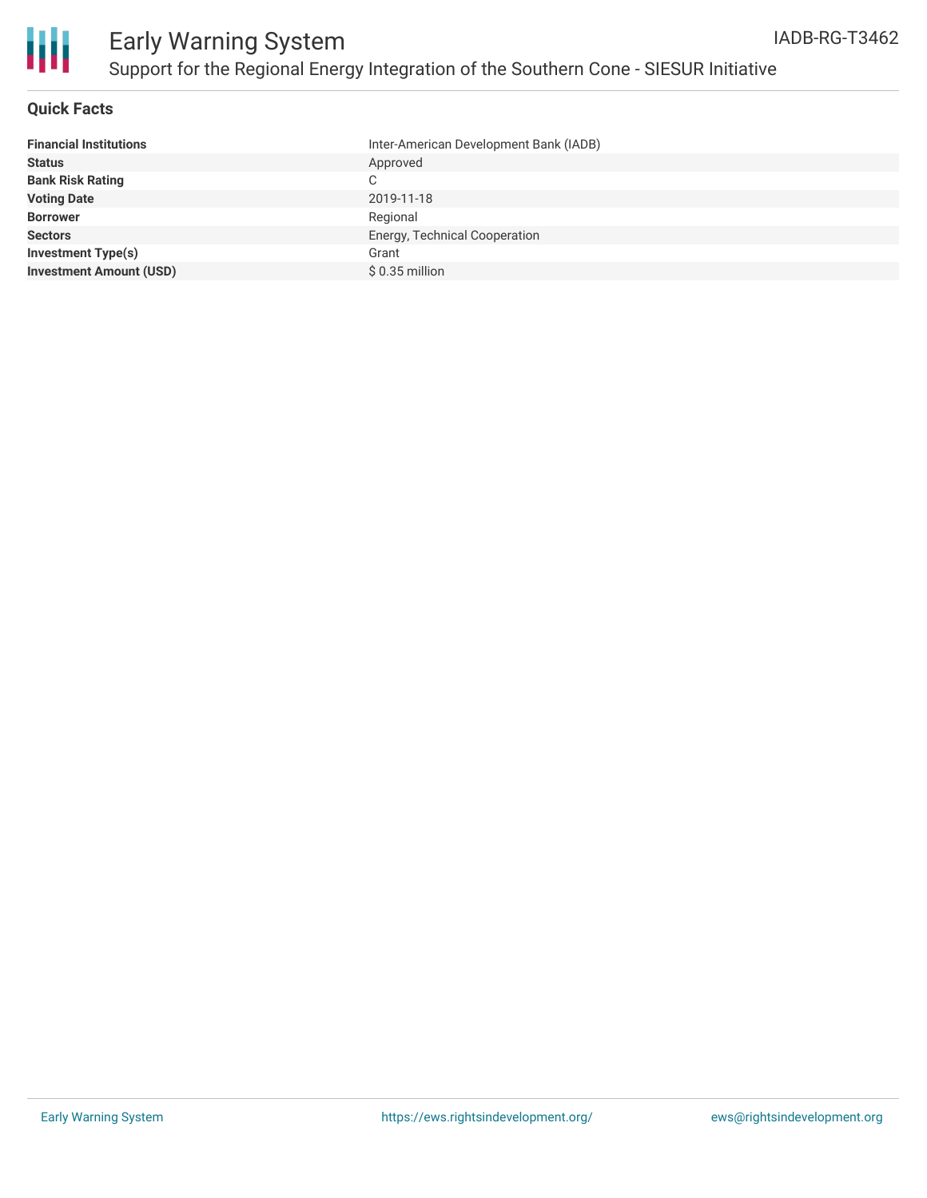# Early Warning System

## Support for the Regional Energy Integration of the Southern Cone - SIESUR Initiative

IADB-RG-T3462

### Quick Facts

| | |
|---|---|
| **Financial Institutions** | Inter-American Development Bank (IADB) |
| **Status** | Approved |
| **Bank Risk Rating** | C |
| **Voting Date** | 2019-11-18 |
| **Borrower** | Regional |
| **Sectors** | Energy, Technical Cooperation |
| **Investment Type(s)** | Grant |
| **Investment Amount (USD)** | $ 0.35 million |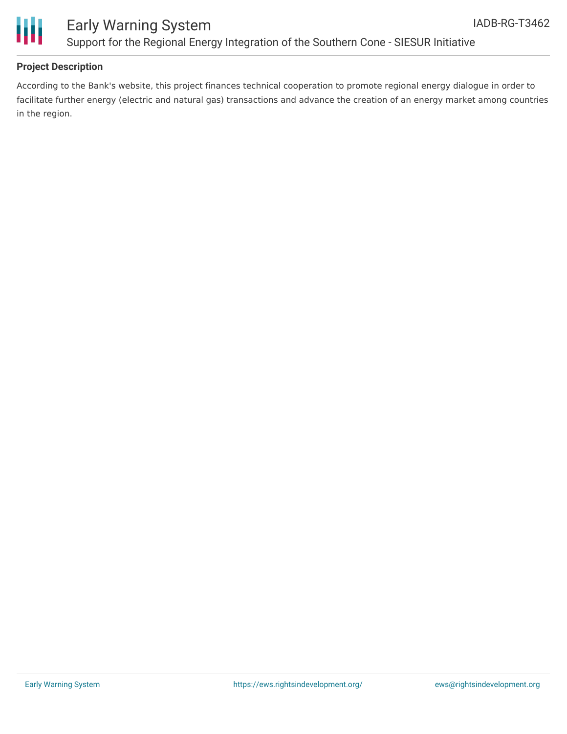## Project Description

According to the Bank's website, this project finances technical cooperation to promote regional energy dialogue in order to facilitate further energy (electric and natural gas) transactions and advance the creation of an energy market among countries in the region.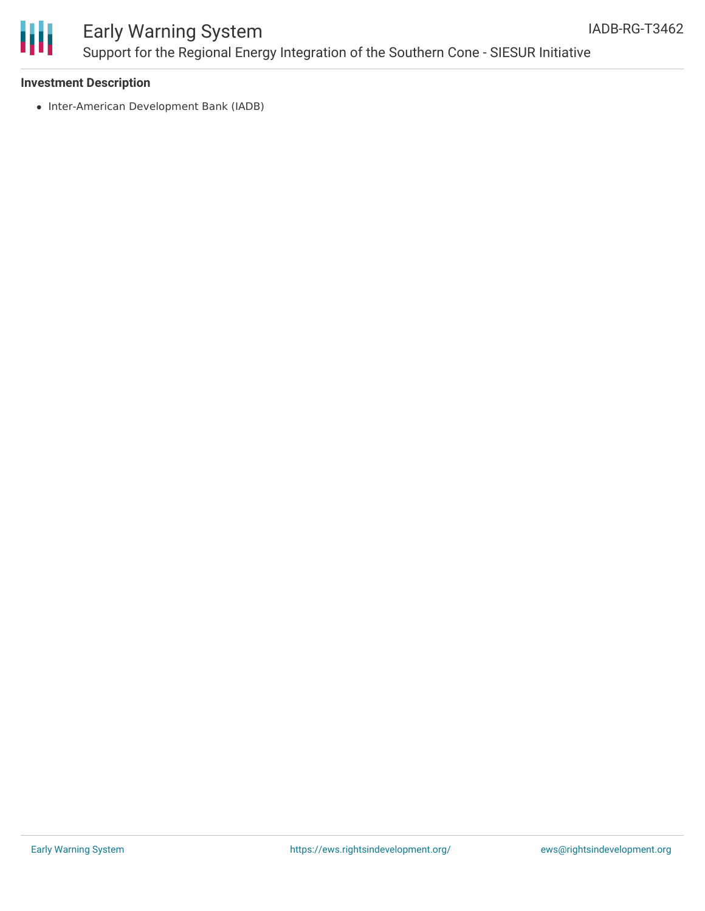### Investment Description

- Inter-American Development Bank (IADB)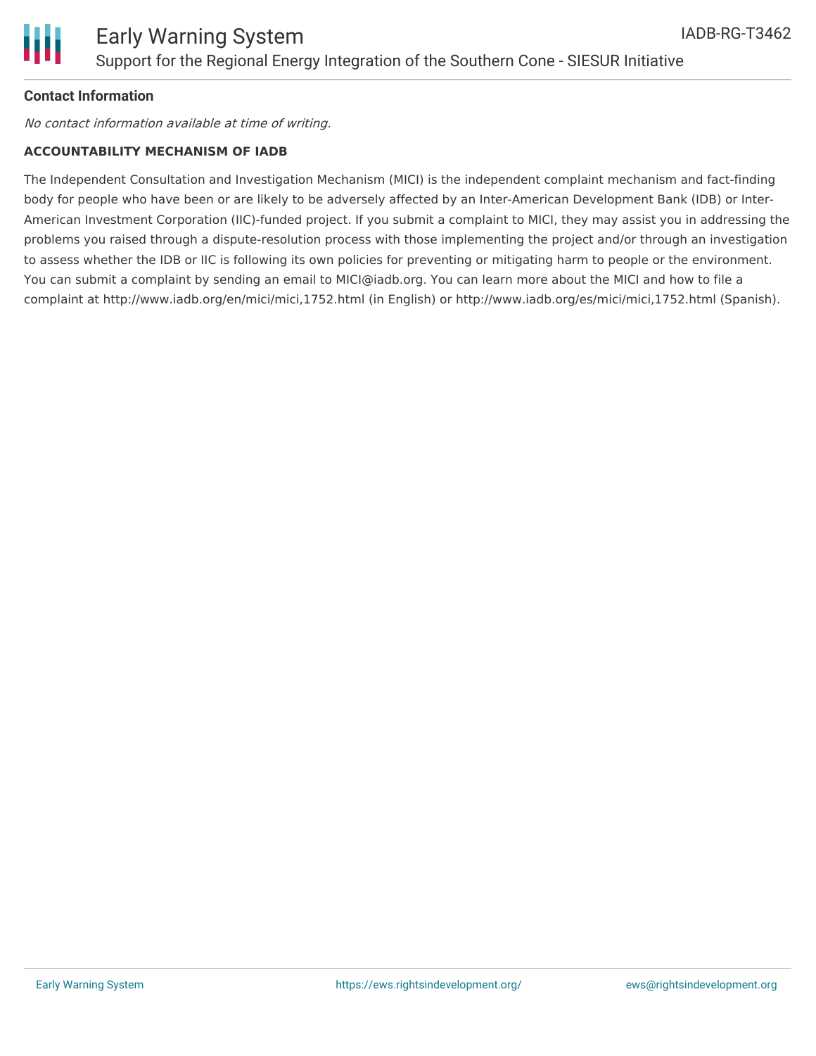**Contact Information**

*No contact information available at time of writing.*

**ACCOUNTABILITY MECHANISM OF IADB**

The Independent Consultation and Investigation Mechanism (MICI) is the independent complaint mechanism and fact-finding body for people who have been or are likely to be adversely affected by an Inter-American Development Bank (IDB) or Inter-American Investment Corporation (IIC)-funded project. If you submit a complaint to MICI, they may assist you in addressing the problems you raised through a dispute-resolution process with those implementing the project and/or through an investigation to assess whether the IDB or IIC is following its own policies for preventing or mitigating harm to people or the environment. You can submit a complaint by sending an email to MICI@iadb.org. You can learn more about the MICI and how to file a complaint at http://www.iadb.org/en/mici/mici,1752.html (in English) or http://www.iadb.org/es/mici/mici,1752.html (Spanish).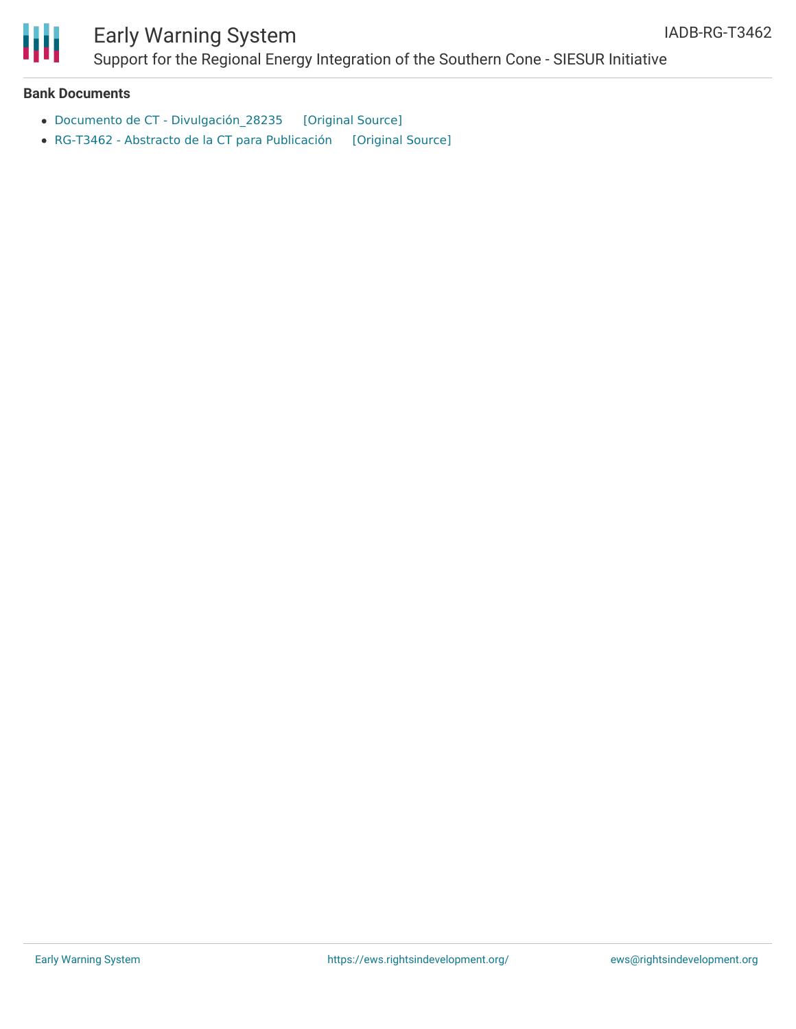**Bank Documents**

- Documento de CT - Divulgación_28235 [Original Source]
- RG-T3462 - Abstracto de la CT para Publicación [Original Source]